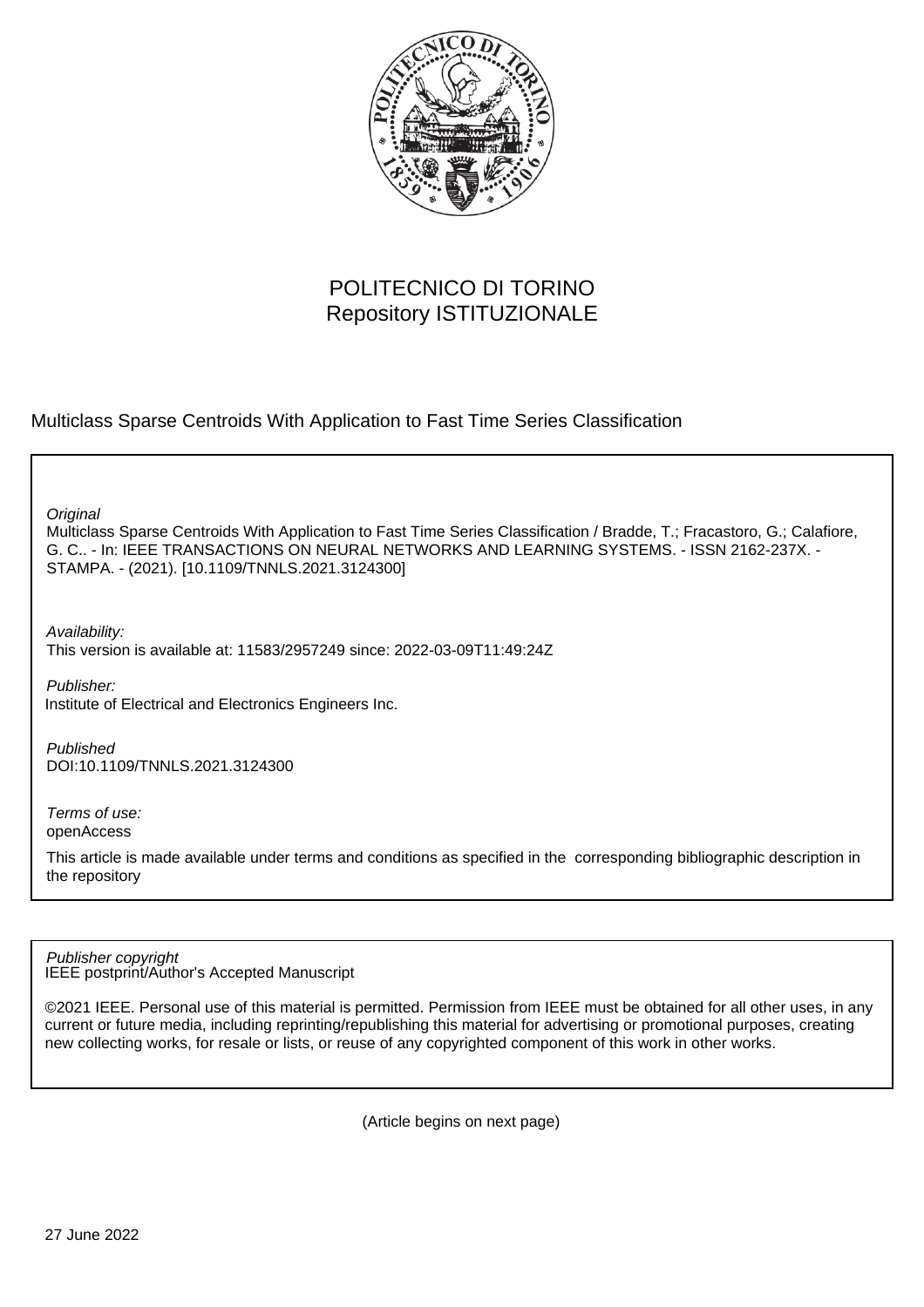POLITECNICO DI TORINO
Repository ISTITUZIONALE

Multiclass Sparse Centroids With Application to Fast Time Series Classification

*Original*
Multiclass Sparse Centroids With Application to Fast Time Series Classification / Bradde, T.; Fracastoro, G.; Calafiore, G. C.. - In: IEEE TRANSACTIONS ON NEURAL NETWORKS AND LEARNING SYSTEMS. - ISSN 2162-237X. - STAMPA. - (2021). [10.1109/TNNLS.2021.3124300]

*Availability:*
This version is available at: 11583/2957249 since: 2022-03-09T11:49:24Z

*Publisher:*
Institute of Electrical and Electronics Engineers Inc.

*Published*
DOI:10.1109/TNNLS.2021.3124300

*Terms of use:*
openAccess

This article is made available under terms and conditions as specified in the corresponding bibliographic description in the repository

*Publisher copyright*
IEEE postprint/Author's Accepted Manuscript

©2021 IEEE. Personal use of this material is permitted. Permission from IEEE must be obtained for all other uses, in any current or future media, including reprinting/republishing this material for advertising or promotional purposes, creating new collecting works, for resale or lists, or reuse of any copyrighted component of this work in other works.

(Article begins on next page)

27 June 2022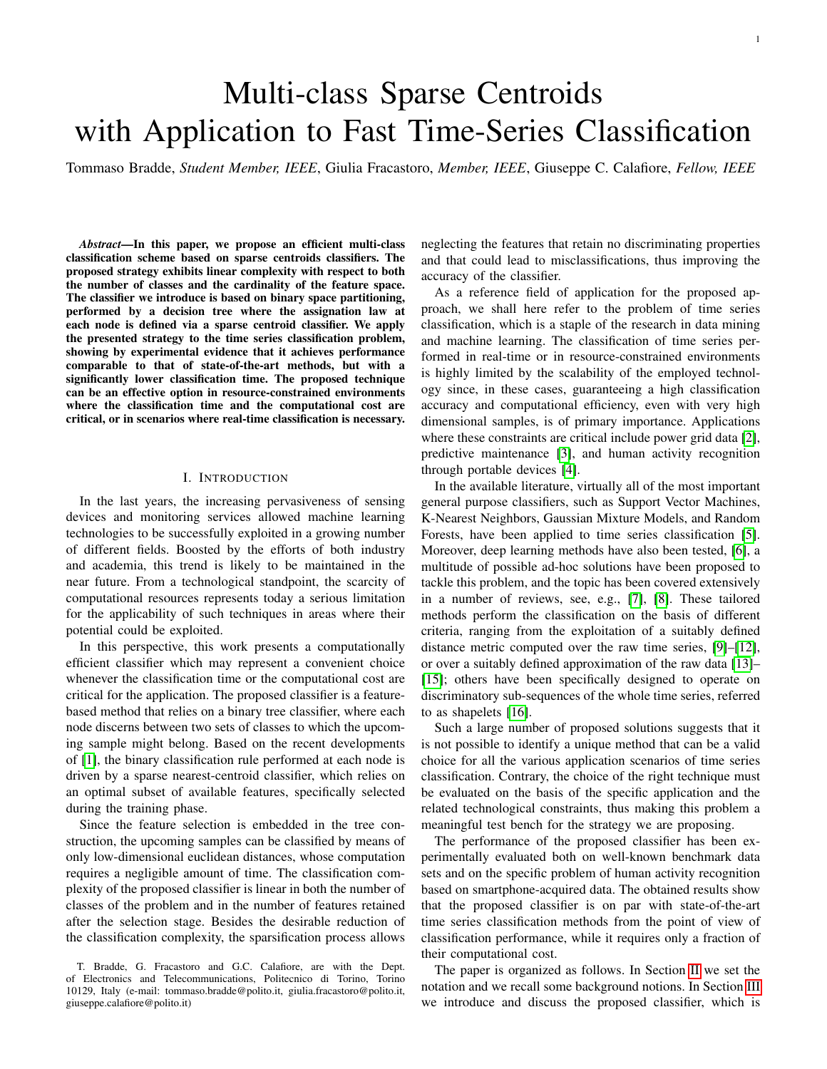# Multi-class Sparse Centroids with Application to Fast Time-Series Classification

Tommaso Bradde, *Student Member, IEEE*, Giulia Fracastoro, *Member, IEEE*, Giuseppe C. Calafiore, *Fellow, IEEE*

***Abstract*—In this paper, we propose an efficient multi-class classification scheme based on sparse centroids classifiers. The proposed strategy exhibits linear complexity with respect to both the number of classes and the cardinality of the feature space. The classifier we introduce is based on binary space partitioning, performed by a decision tree where the assignation law at each node is defined via a sparse centroid classifier. We apply the presented strategy to the time series classification problem, showing by experimental evidence that it achieves performance comparable to that of state-of-the-art methods, but with a significantly lower classification time. The proposed technique can be an effective option in resource-constrained environments where the classification time and the computational cost are critical, or in scenarios where real-time classification is necessary.**

## I. Introduction

In the last years, the increasing pervasiveness of sensing devices and monitoring services allowed machine learning technologies to be successfully exploited in a growing number of different fields. Boosted by the efforts of both industry and academia, this trend is likely to be maintained in the near future. From a technological standpoint, the scarcity of computational resources represents today a serious limitation for the applicability of such techniques in areas where their potential could be exploited.

In this perspective, this work presents a computationally efficient classifier which may represent a convenient choice whenever the classification time or the computational cost are critical for the application. The proposed classifier is a feature-based method that relies on a binary tree classifier, where each node discerns between two sets of classes to which the upcoming sample might belong. Based on the recent developments of [1], the binary classification rule performed at each node is driven by a sparse nearest-centroid classifier, which relies on an optimal subset of available features, specifically selected during the training phase.

Since the feature selection is embedded in the tree construction, the upcoming samples can be classified by means of only low-dimensional euclidean distances, whose computation requires a negligible amount of time. The classification complexity of the proposed classifier is linear in both the number of classes of the problem and in the number of features retained after the selection stage. Besides the desirable reduction of the classification complexity, the sparsification process allows neglecting the features that retain no discriminating properties and that could lead to misclassifications, thus improving the accuracy of the classifier.

As a reference field of application for the proposed approach, we shall here refer to the problem of time series classification, which is a staple of the research in data mining and machine learning. The classification of time series performed in real-time or in resource-constrained environments is highly limited by the scalability of the employed technology since, in these cases, guaranteeing a high classification accuracy and computational efficiency, even with very high dimensional samples, is of primary importance. Applications where these constraints are critical include power grid data [2], predictive maintenance [3], and human activity recognition through portable devices [4].

In the available literature, virtually all of the most important general purpose classifiers, such as Support Vector Machines, K-Nearest Neighbors, Gaussian Mixture Models, and Random Forests, have been applied to time series classification [5]. Moreover, deep learning methods have also been tested, [6], a multitude of possible ad-hoc solutions have been proposed to tackle this problem, and the topic has been covered extensively in a number of reviews, see, e.g., [7], [8]. These tailored methods perform the classification on the basis of different criteria, ranging from the exploitation of a suitably defined distance metric computed over the raw time series, [9]–[12], or over a suitably defined approximation of the raw data [13]–[15]; others have been specifically designed to operate on discriminatory sub-sequences of the whole time series, referred to as shapelets [16].

Such a large number of proposed solutions suggests that it is not possible to identify a unique method that can be a valid choice for all the various application scenarios of time series classification. Contrary, the choice of the right technique must be evaluated on the basis of the specific application and the related technological constraints, thus making this problem a meaningful test bench for the strategy we are proposing.

The performance of the proposed classifier has been experimentally evaluated both on well-known benchmark data sets and on the specific problem of human activity recognition based on smartphone-acquired data. The obtained results show that the proposed classifier is on par with state-of-the-art time series classification methods from the point of view of classification performance, while it requires only a fraction of their computational cost.

The paper is organized as follows. In Section II we set the notation and we recall some background notions. In Section III we introduce and discuss the proposed classifier, which is

T. Bradde, G. Fracastoro and G.C. Calafiore, are with the Dept. of Electronics and Telecommunications, Politecnico di Torino, Torino 10129, Italy (e-mail: tommaso.bradde@polito.it, giulia.fracastoro@polito.it, giuseppe.calafiore@polito.it)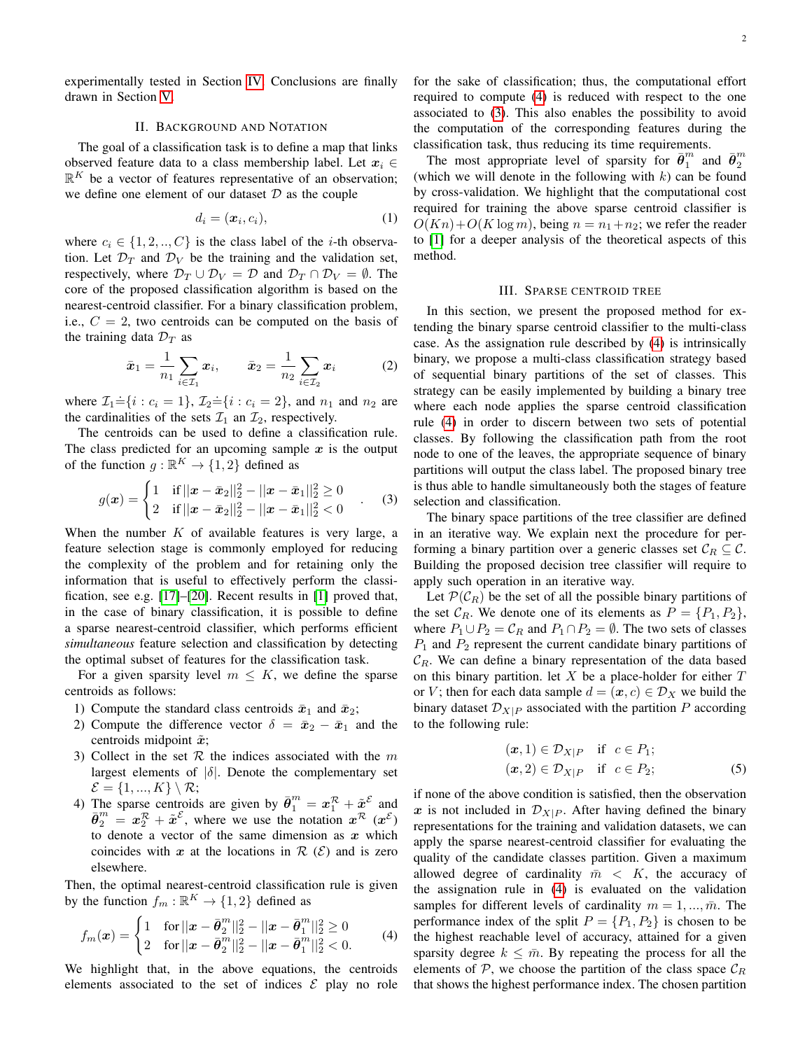experimentally tested in Section IV. Conclusions are finally drawn in Section V.

## II. Background and Notation

The goal of a classification task is to define a map that links observed feature data to a class membership label. Let $\boldsymbol{x}_i \in \mathbb{R}^K$ be a vector of features representative of an observation; we define one element of our dataset $\mathcal{D}$ as the couple

$$d_i = (\boldsymbol{x}_i, c_i), \tag{1}$$

where $c_i \in \{1, 2, .., C\}$ is the class label of the $i$-th observation. Let $\mathcal{D}_T$ and $\mathcal{D}_V$ be the training and the validation set, respectively, where $\mathcal{D}_T \cup \mathcal{D}_V = \mathcal{D}$ and $\mathcal{D}_T \cap \mathcal{D}_V = \emptyset$. The core of the proposed classification algorithm is based on the nearest-centroid classifier. For a binary classification problem, i.e., $C = 2$, two centroids can be computed on the basis of the training data $\mathcal{D}_T$ as

$$\bar{\boldsymbol{x}}_1 = \frac{1}{n_1} \sum_{i \in \mathcal{I}_1} \boldsymbol{x}_i, \qquad \bar{\boldsymbol{x}}_2 = \frac{1}{n_2} \sum_{i \in \mathcal{I}_2} \boldsymbol{x}_i \tag{2}$$

where $\mathcal{I}_1 \doteq \{i : c_i = 1\}$, $\mathcal{I}_2 \doteq \{i : c_i = 2\}$, and $n_1$ and $n_2$ are the cardinalities of the sets $\mathcal{I}_1$ an $\mathcal{I}_2$, respectively.

The centroids can be used to define a classification rule. The class predicted for an upcoming sample $\boldsymbol{x}$ is the output of the function $g : \mathbb{R}^K \to \{1, 2\}$ defined as

$$g(\boldsymbol{x}) = \begin{cases} 1 & \text{if } ||\boldsymbol{x} - \bar{\boldsymbol{x}}_2||_2^2 - ||\boldsymbol{x} - \bar{\boldsymbol{x}}_1||_2^2 \geq 0 \\ 2 & \text{if } ||\boldsymbol{x} - \bar{\boldsymbol{x}}_2||_2^2 - ||\boldsymbol{x} - \bar{\boldsymbol{x}}_1||_2^2 < 0 \end{cases} . \tag{3}$$

When the number $K$ of available features is very large, a feature selection stage is commonly employed for reducing the complexity of the problem and for retaining only the information that is useful to effectively perform the classification, see e.g. [17]–[20]. Recent results in [1] proved that, in the case of binary classification, it is possible to define a sparse nearest-centroid classifier, which performs efficient *simultaneous* feature selection and classification by detecting the optimal subset of features for the classification task.

For a given sparsity level $m \leq K$, we define the sparse centroids as follows:

1) Compute the standard class centroids $\bar{\boldsymbol{x}}_1$ and $\bar{\boldsymbol{x}}_2$;
2) Compute the difference vector $\delta = \bar{\boldsymbol{x}}_2 - \bar{\boldsymbol{x}}_1$ and the centroids midpoint $\tilde{\boldsymbol{x}}$;
3) Collect in the set $\mathcal{R}$ the indices associated with the $m$ largest elements of $|\delta|$. Denote the complementary set $\mathcal{E} = \{1, ..., K\} \setminus \mathcal{R}$;
4) The sparse centroids are given by $\bar{\boldsymbol{\theta}}_1^m = \boldsymbol{x}_1^{\mathcal{R}} + \tilde{\boldsymbol{x}}^{\mathcal{E}}$ and $\bar{\boldsymbol{\theta}}_2^m = \boldsymbol{x}_2^{\mathcal{R}} + \tilde{\boldsymbol{x}}^{\mathcal{E}}$, where we use the notation $\boldsymbol{x}^{\mathcal{R}}$ ($\boldsymbol{x}^{\mathcal{E}}$) to denote a vector of the same dimension as $\boldsymbol{x}$ which coincides with $\boldsymbol{x}$ at the locations in $\mathcal{R}$ ($\mathcal{E}$) and is zero elsewhere.

Then, the optimal nearest-centroid classification rule is given by the function $f_m : \mathbb{R}^K \to \{1, 2\}$ defined as

$$f_m(\boldsymbol{x}) = \begin{cases} 1 & \text{for } ||\boldsymbol{x} - \bar{\boldsymbol{\theta}}_2^m||_2^2 - ||\boldsymbol{x} - \bar{\boldsymbol{\theta}}_1^m||_2^2 \geq 0 \\ 2 & \text{for } ||\boldsymbol{x} - \bar{\boldsymbol{\theta}}_2^m||_2^2 - ||\boldsymbol{x} - \bar{\boldsymbol{\theta}}_1^m||_2^2 < 0. \end{cases} \tag{4}$$

We highlight that, in the above equations, the centroids elements associated to the set of indices $\mathcal{E}$ play no role for the sake of classification; thus, the computational effort required to compute (4) is reduced with respect to the one associated to (3). This also enables the possibility to avoid the computation of the corresponding features during the classification task, thus reducing its time requirements.

The most appropriate level of sparsity for $\bar{\boldsymbol{\theta}}_1^m$ and $\bar{\boldsymbol{\theta}}_2^m$ (which we will denote in the following with $k$) can be found by cross-validation. We highlight that the computational cost required for training the above sparse centroid classifier is $O(Kn) + O(K \log m)$, being $n = n_1 + n_2$; we refer the reader to [1] for a deeper analysis of the theoretical aspects of this method.

## III. Sparse Centroid Tree

In this section, we present the proposed method for extending the binary sparse centroid classifier to the multi-class case. As the assignation rule described by (4) is intrinsically binary, we propose a multi-class classification strategy based of sequential binary partitions of the set of classes. This strategy can be easily implemented by building a binary tree where each node applies the sparse centroid classification rule (4) in order to discern between two sets of potential classes. By following the classification path from the root node to one of the leaves, the appropriate sequence of binary partitions will output the class label. The proposed binary tree is thus able to handle simultaneously both the stages of feature selection and classification.

The binary space partitions of the tree classifier are defined in an iterative way. We explain next the procedure for performing a binary partition over a generic classes set $\mathcal{C}_R \subseteq \mathcal{C}$. Building the proposed decision tree classifier will require to apply such operation in an iterative way.

Let $\mathcal{P}(\mathcal{C}_R)$ be the set of all the possible binary partitions of the set $\mathcal{C}_R$. We denote one of its elements as $P = \{P_1, P_2\}$, where $P_1 \cup P_2 = \mathcal{C}_R$ and $P_1 \cap P_2 = \emptyset$. The two sets of classes $P_1$ and $P_2$ represent the current candidate binary partitions of $\mathcal{C}_R$. We can define a binary representation of the data based on this binary partition. let $X$ be a place-holder for either $T$ or $V$; then for each data sample $d = (\boldsymbol{x}, c) \in \mathcal{D}_X$ we build the binary dataset $\mathcal{D}_{X|P}$ associated with the partition $P$ according to the following rule:

$$\begin{aligned} (\boldsymbol{x}, 1) \in \mathcal{D}_{X|P} \quad & \text{if } \ c \in P_1; \\ (\boldsymbol{x}, 2) \in \mathcal{D}_{X|P} \quad & \text{if } \ c \in P_2; \end{aligned} \tag{5}$$

if none of the above condition is satisfied, then the observation $\boldsymbol{x}$ is not included in $\mathcal{D}_{X|P}$. After having defined the binary representations for the training and validation datasets, we can apply the sparse nearest-centroid classifier for evaluating the quality of the candidate classes partition. Given a maximum allowed degree of cardinality $\bar{m} < K$, the accuracy of the assignation rule in (4) is evaluated on the validation samples for different levels of cardinality $m = 1, ..., \bar{m}$. The performance index of the split $P = \{P_1, P_2\}$ is chosen to be the highest reachable level of accuracy, attained for a given sparsity degree $k \leq \bar{m}$. By repeating the process for all the elements of $\mathcal{P}$, we choose the partition of the class space $\mathcal{C}_R$ that shows the highest performance index. The chosen partition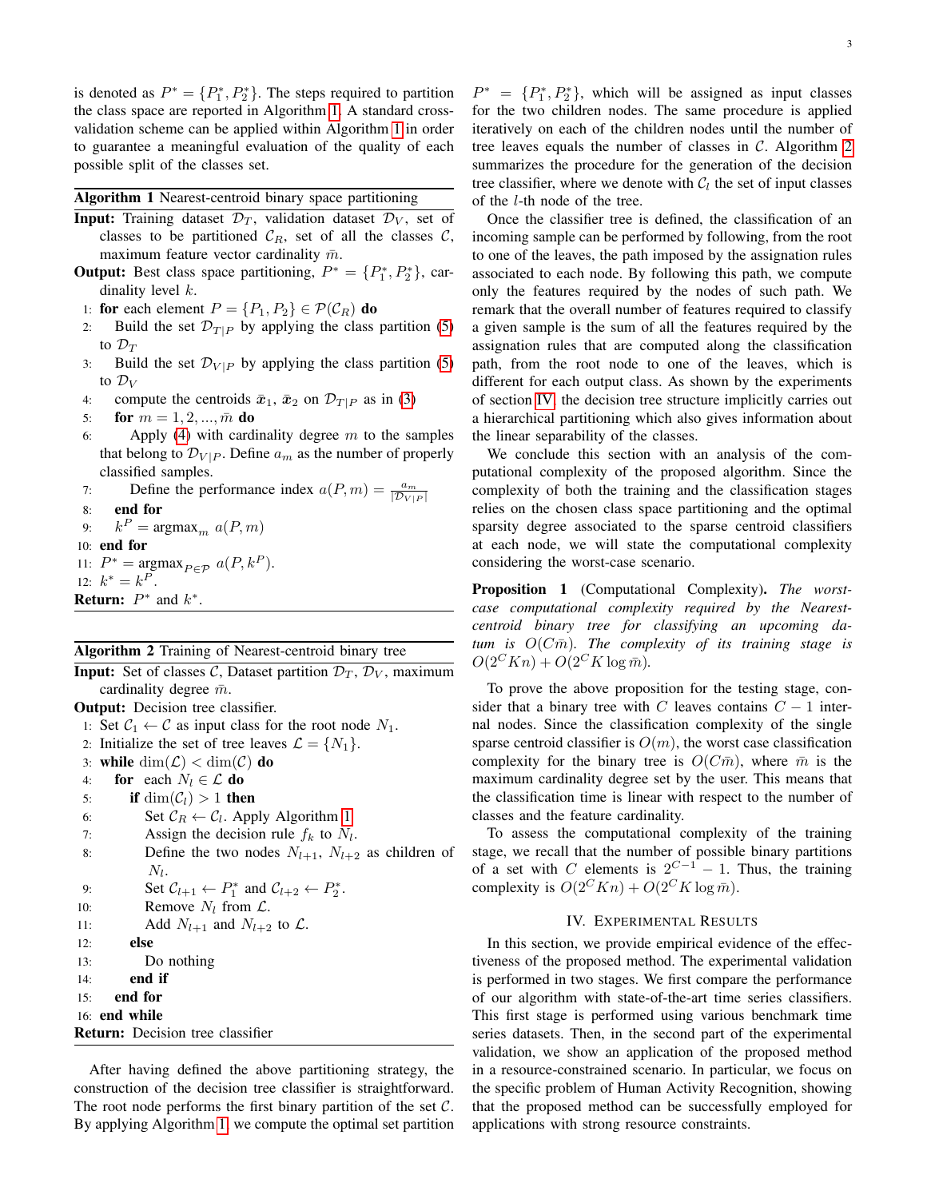is denoted as $P^* = \{P_1^*, P_2^*\}$. The steps required to partition the class space are reported in Algorithm 1. A standard cross-validation scheme can be applied within Algorithm 1 in order to guarantee a meaningful evaluation of the quality of each possible split of the classes set.

**Algorithm 1** Nearest-centroid binary space partitioning

**Input:** Training dataset $\mathcal{D}_T$, validation dataset $\mathcal{D}_V$, set of classes to be partitioned $\mathcal{C}_R$, set of all the classes $\mathcal{C}$, maximum feature vector cardinality $\bar{m}$.

**Output:** Best class space partitioning, $P^* = \{P_1^*, P_2^*\}$, cardinality level $k$.

1: **for** each element $P = \{P_1, P_2\} \in \mathcal{P}(\mathcal{C}_R)$ **do**
2: Build the set $\mathcal{D}_{T|P}$ by applying the class partition (5) to $\mathcal{D}_T$
3: Build the set $\mathcal{D}_{V|P}$ by applying the class partition (5) to $\mathcal{D}_V$
4: compute the centroids $\bar{\boldsymbol{x}}_1$, $\bar{\boldsymbol{x}}_2$ on $\mathcal{D}_{T|P}$ as in (3)
5: **for** $m = 1, 2, ..., \bar{m}$ **do**
6: Apply (4) with cardinality degree $m$ to the samples that belong to $\mathcal{D}_{V|P}$. Define $a_m$ as the number of properly classified samples.
7: Define the performance index $a(P, m) = \frac{a_m}{|\mathcal{D}_{V|P}|}$
8: **end for**
9: $k^P = \text{argmax}_m \; a(P, m)$
10: **end for**
11: $P^* = \text{argmax}_{P \in \mathcal{P}} \; a(P, k^P)$.
12: $k^* = k^P$.

**Return:** $P^*$ and $k^*$.

**Algorithm 2** Training of Nearest-centroid binary tree

**Input:** Set of classes $\mathcal{C}$, Dataset partition $\mathcal{D}_T$, $\mathcal{D}_V$, maximum cardinality degree $\bar{m}$.

**Output:** Decision tree classifier.

1: Set $\mathcal{C}_1 \leftarrow \mathcal{C}$ as input class for the root node $N_1$.
2: Initialize the set of tree leaves $\mathcal{L} = \{N_1\}$.
3: **while** $\dim(\mathcal{L}) < \dim(\mathcal{C})$ **do**
4: **for** each $N_l \in \mathcal{L}$ **do**
5: **if** $\dim(\mathcal{C}_l) > 1$ **then**
6: Set $\mathcal{C}_R \leftarrow \mathcal{C}_l$. Apply Algorithm 1
7: Assign the decision rule $f_k$ to $N_l$.
8: Define the two nodes $N_{l+1}$, $N_{l+2}$ as children of $N_l$.
9: Set $\mathcal{C}_{l+1} \leftarrow P_1^*$ and $\mathcal{C}_{l+2} \leftarrow P_2^*$.
10: Remove $N_l$ from $\mathcal{L}$.
11: Add $N_{l+1}$ and $N_{l+2}$ to $\mathcal{L}$.
12: **else**
13: Do nothing
14: **end if**
15: **end for**
16: **end while**

**Return:** Decision tree classifier

After having defined the above partitioning strategy, the construction of the decision tree classifier is straightforward. The root node performs the first binary partition of the set $\mathcal{C}$. By applying Algorithm 1, we compute the optimal set partition $P^* = \{P_1^*, P_2^*\}$, which will be assigned as input classes for the two children nodes. The same procedure is applied iteratively on each of the children nodes until the number of tree leaves equals the number of classes in $\mathcal{C}$. Algorithm 2 summarizes the procedure for the generation of the decision tree classifier, where we denote with $\mathcal{C}_l$ the set of input classes of the $l$-th node of the tree.

Once the classifier tree is defined, the classification of an incoming sample can be performed by following, from the root to one of the leaves, the path imposed by the assignation rules associated to each node. By following this path, we compute only the features required by the nodes of such path. We remark that the overall number of features required to classify a given sample is the sum of all the features required by the assignation rules that are computed along the classification path, from the root node to one of the leaves, which is different for each output class. As shown by the experiments of section IV, the decision tree structure implicitly carries out a hierarchical partitioning which also gives information about the linear separability of the classes.

We conclude this section with an analysis of the computational complexity of the proposed algorithm. Since the complexity of both the training and the classification stages relies on the chosen class space partitioning and the optimal sparsity degree associated to the sparse centroid classifiers at each node, we will state the computational complexity considering the worst-case scenario.

**Proposition 1** (Computational Complexity)**.** *The worst-case computational complexity required by the Nearest-centroid binary tree for classifying an upcoming datum is $O(C\bar{m})$. The complexity of its training stage is $O(2^C Kn) + O(2^C K \log \bar{m})$.*

To prove the above proposition for the testing stage, consider that a binary tree with $C$ leaves contains $C-1$ internal nodes. Since the classification complexity of the single sparse centroid classifier is $O(m)$, the worst case classification complexity for the binary tree is $O(C\bar{m})$, where $\bar{m}$ is the maximum cardinality degree set by the user. This means that the classification time is linear with respect to the number of classes and the feature cardinality.

To assess the computational complexity of the training stage, we recall that the number of possible binary partitions of a set with $C$ elements is $2^{C-1} - 1$. Thus, the training complexity is $O(2^C Kn) + O(2^C K \log \bar{m})$.

## IV. Experimental Results

In this section, we provide empirical evidence of the effectiveness of the proposed method. The experimental validation is performed in two stages. We first compare the performance of our algorithm with state-of-the-art time series classifiers. This first stage is performed using various benchmark time series datasets. Then, in the second part of the experimental validation, we show an application of the proposed method in a resource-constrained scenario. In particular, we focus on the specific problem of Human Activity Recognition, showing that the proposed method can be successfully employed for applications with strong resource constraints.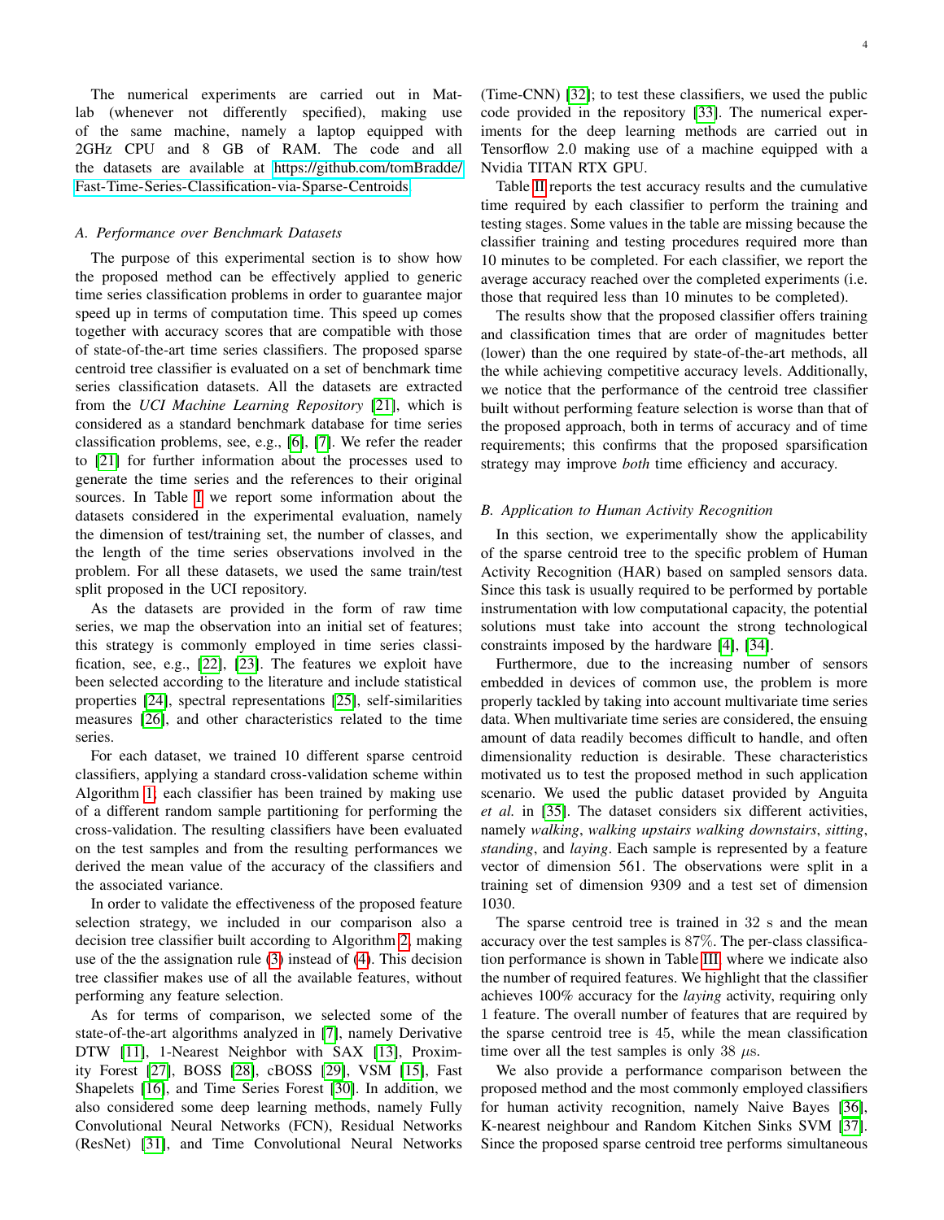The numerical experiments are carried out in Matlab (whenever not differently specified), making use of the same machine, namely a laptop equipped with 2GHz CPU and 8 GB of RAM. The code and all the datasets are available at https://github.com/tomBradde/Fast-Time-Series-Classification-via-Sparse-Centroids.

### A. Performance over Benchmark Datasets

The purpose of this experimental section is to show how the proposed method can be effectively applied to generic time series classification problems in order to guarantee major speed up in terms of computation time. This speed up comes together with accuracy scores that are compatible with those of state-of-the-art time series classifiers. The proposed sparse centroid tree classifier is evaluated on a set of benchmark time series classification datasets. All the datasets are extracted from the *UCI Machine Learning Repository* [21], which is considered as a standard benchmark database for time series classification problems, see, e.g., [6], [7]. We refer the reader to [21] for further information about the processes used to generate the time series and the references to their original sources. In Table I we report some information about the datasets considered in the experimental evaluation, namely the dimension of test/training set, the number of classes, and the length of the time series observations involved in the problem. For all these datasets, we used the same train/test split proposed in the UCI repository.

As the datasets are provided in the form of raw time series, we map the observation into an initial set of features; this strategy is commonly employed in time series classification, see, e.g., [22], [23]. The features we exploit have been selected according to the literature and include statistical properties [24], spectral representations [25], self-similarities measures [26], and other characteristics related to the time series.

For each dataset, we trained 10 different sparse centroid classifiers, applying a standard cross-validation scheme within Algorithm 1; each classifier has been trained by making use of a different random sample partitioning for performing the cross-validation. The resulting classifiers have been evaluated on the test samples and from the resulting performances we derived the mean value of the accuracy of the classifiers and the associated variance.

In order to validate the effectiveness of the proposed feature selection strategy, we included in our comparison also a decision tree classifier built according to Algorithm 2, making use of the the assignation rule (3) instead of (4). This decision tree classifier makes use of all the available features, without performing any feature selection.

As for terms of comparison, we selected some of the state-of-the-art algorithms analyzed in [7], namely Derivative DTW [11], 1-Nearest Neighbor with SAX [13], Proximity Forest [27], BOSS [28], cBOSS [29], VSM [15], Fast Shapelets [16], and Time Series Forest [30]. In addition, we also considered some deep learning methods, namely Fully Convolutional Neural Networks (FCN), Residual Networks (ResNet) [31], and Time Convolutional Neural Networks (Time-CNN) [32]; to test these classifiers, we used the public code provided in the repository [33]. The numerical experiments for the deep learning methods are carried out in Tensorflow 2.0 making use of a machine equipped with a Nvidia TITAN RTX GPU.

Table II reports the test accuracy results and the cumulative time required by each classifier to perform the training and testing stages. Some values in the table are missing because the classifier training and testing procedures required more than 10 minutes to be completed. For each classifier, we report the average accuracy reached over the completed experiments (i.e. those that required less than 10 minutes to be completed).

The results show that the proposed classifier offers training and classification times that are order of magnitudes better (lower) than the one required by state-of-the-art methods, all the while achieving competitive accuracy levels. Additionally, we notice that the performance of the centroid tree classifier built without performing feature selection is worse than that of the proposed approach, both in terms of accuracy and of time requirements; this confirms that the proposed sparsification strategy may improve *both* time efficiency and accuracy.

### B. Application to Human Activity Recognition

In this section, we experimentally show the applicability of the sparse centroid tree to the specific problem of Human Activity Recognition (HAR) based on sampled sensors data. Since this task is usually required to be performed by portable instrumentation with low computational capacity, the potential solutions must take into account the strong technological constraints imposed by the hardware [4], [34].

Furthermore, due to the increasing number of sensors embedded in devices of common use, the problem is more properly tackled by taking into account multivariate time series data. When multivariate time series are considered, the ensuing amount of data readily becomes difficult to handle, and often dimensionality reduction is desirable. These characteristics motivated us to test the proposed method in such application scenario. We used the public dataset provided by Anguita *et al.* in [35]. The dataset considers six different activities, namely *walking*, *walking upstairs walking downstairs*, *sitting*, *standing*, and *laying*. Each sample is represented by a feature vector of dimension 561. The observations were split in a training set of dimension 9309 and a test set of dimension 1030.

The sparse centroid tree is trained in 32 s and the mean accuracy over the test samples is 87%. The per-class classification performance is shown in Table III, where we indicate also the number of required features. We highlight that the classifier achieves 100% accuracy for the *laying* activity, requiring only 1 feature. The overall number of features that are required by the sparse centroid tree is 45, while the mean classification time over all the test samples is only 38 $\mu$s.

We also provide a performance comparison between the proposed method and the most commonly employed classifiers for human activity recognition, namely Naive Bayes [36], K-nearest neighbour and Random Kitchen Sinks SVM [37]. Since the proposed sparse centroid tree performs simultaneous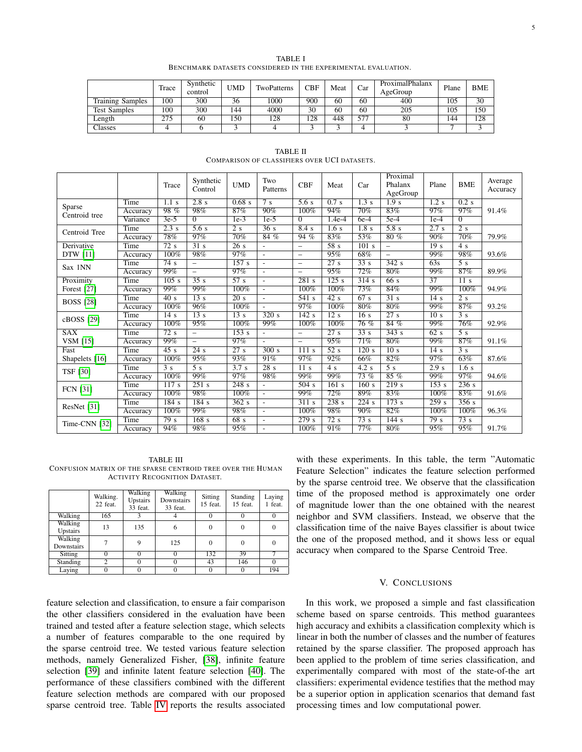TABLE I
BENCHMARK DATASETS CONSIDERED IN THE EXPERIMENTAL EVALUATION.

| | Trace | Synthetic control | UMD | TwoPatterns | CBF | Meat | Car | ProximalPhalanx AgeGroup | Plane | BME |
|---|---|---|---|---|---|---|---|---|---|---|
| Training Samples | 100 | 300 | 36 | 1000 | 900 | 60 | 60 | 400 | 105 | 30 |
| Test Samples | 100 | 300 | 144 | 4000 | 30 | 60 | 60 | 205 | 105 | 150 |
| Length | 275 | 60 | 150 | 128 | 128 | 448 | 577 | 80 | 144 | 128 |
| Classes | 4 | 6 | 3 | 4 | 3 | 3 | 4 | 3 | 7 | 3 |

TABLE II
COMPARISON OF CLASSIFIERS OVER UCI DATASETS.

| | | Trace | Synthetic Control | UMD | Two Patterns | CBF | Meat | Car | Proximal Phalanx AgeGroup | Plane | BME | Average Accuracy |
|---|---|---|---|---|---|---|---|---|---|---|---|---|
| Sparse Centroid tree | Time | 1.1 s | 2.8 s | 0.68 s | 7 s | 5.6 s | 0.7 s | 1.3 s | 1.9 s | 1.2 s | 0.2 s | 91.4% |
| | Accuracy | 98 % | 98% | 87% | 90% | 100% | 94% | 70% | 83% | 97% | 97% | |
| | Variance | 3e-5 | 0 | 1e-3 | 1e-5 | 0 | 1.4e-4 | 6e-4 | 5e-4 | 1e-4 | 0 | |
| Centroid Tree | Time | 2.3 s | 5.6 s | 2 s | 36 s | 8.4 s | 1.6 s | 1.8 s | 5.8 s | 2.7 s | 2 s | 79.9% |
| | Accuracy | 78% | 97% | 70% | 84 % | 94 % | 83% | 53% | 80 % | 90% | 70% | |
| Derivative DTW [11] | Time | 72 s | 31 s | 26 s | - | – | 58 s | 101 s | – | 19 s | 4 s | 93.6% |
| | Accuracy | 100% | 98% | 97% | - | – | 95% | 68% | – | 99% | 98% | |
| Sax 1NN | Time | 74 s | – | 157 s | - | – | 27 s | 33 s | 342 s | 63s | 5 s | 89.9% |
| | Accuracy | 99% | – | 97% | - | – | 95% | 72% | 80% | 99% | 87% | |
| Proximity Forest [27] | Time | 105 s | 35 s | 57 s | - | 281 s | 125 s | 314 s | 66 s | 37 | 11 s | 94.9% |
| | Accuracy | 99% | 99% | 100% | - | 100% | 100% | 73% | 84% | 99% | 100% | |
| BOSS [28] | Time | 40 s | 13 s | 20 s | - | 541 s | 42 s | 67 s | 31 s | 14 s | 2 s | 93.2% |
| | Accuracy | 100% | 96% | 100% | - | 97% | 100% | 80% | 80% | 99% | 87% | |
| cBOSS [29] | Time | 14 s | 13 s | 13 s | 320 s | 142 s | 12 s | 16 s | 27 s | 10 s | 3 s | 92.9% |
| | Accuracy | 100% | 95% | 100% | 99% | 100% | 100% | 76 % | 84 % | 99% | 76% | |
| SAX VSM [15] | Time | 72 s | – | 153 s | - | – | 27 s | 33 s | 343 s | 62 s | 5 s | 91.1% |
| | Accuracy | 99% | – | 97% | - | – | 95% | 71% | 80% | 99% | 87% | |
| Fast Shapelets [16] | Time | 45 s | 24 s | 27 s | 300 s | 111 s | 52 s | 120 s | 10 s | 14 s | 3 s | 87.6% |
| | Accuracy | 100% | 95% | 93% | 91% | 97% | 92% | 66% | 82% | 97% | 63% | |
| TSF [30] | Time | 3 s | 5 s | 3.7 s | 28 s | 11 s | 4 s | 4.2 s | 5 s | 2.9 s | 1.6 s | 94.6% |
| | Accuracy | 100% | 99% | 97% | 98% | 99% | 99% | 73 % | 85 % | 99% | 97% | |
| FCN [31] | Time | 117 s | 251 s | 248 s | - | 504 s | 161 s | 160 s | 219 s | 153 s | 236 s | 91.6% |
| | Accuracy | 100% | 98% | 100% | - | 99% | 72% | 89% | 83% | 100% | 83% | |
| ResNet [31] | Time | 184 s | 184 s | 362 s | - | 311 s | 238 s | 224 s | 173 s | 259 s | 356 s | 96.3% |
| | Accuracy | 100% | 99% | 98% | - | 100% | 98% | 90% | 82% | 100% | 100% | |
| Time-CNN [32] | Time | 79 s | 168 s | 68 s | - | 279 s | 72 s | 73 s | 144 s | 79 s | 73 s | 91.7% |
| | Accuracy | 94% | 98% | 95% | - | 100% | 91% | 77% | 80% | 95% | 95% | |

TABLE III
CONFUSION MATRIX OF THE SPARSE CENTROID TREE OVER THE HUMAN ACTIVITY RECOGNITION DATASET.

| | Walking. 22 feat. | Walking Upstairs 33 feat. | Walking Downstairs 33 feat. | Sitting 15 feat. | Standing 15 feat. | Laying 1 feat. |
|---|---|---|---|---|---|---|
| Walking | 165 | 3 | 4 | 0 | 0 | 0 |
| Walking Upstairs | 13 | 135 | 6 | 0 | 0 | 0 |
| Walking Downstairs | 7 | 9 | 125 | 0 | 0 | 0 |
| Sitting | 0 | 0 | 0 | 132 | 39 | 7 |
| Standing | 2 | 0 | 0 | 43 | 146 | 0 |
| Laying | 0 | 0 | 0 | 0 | 0 | 194 |

feature selection and classification, to ensure a fair comparison the other classifiers considered in the evaluation have been trained and tested after a feature selection stage, which selects a number of features comparable to the one required by the sparse centroid tree. We tested various feature selection methods, namely Generalized Fisher, [38], infinite feature selection [39] and infinite latent feature selection [40]. The performance of these classifiers combined with the different feature selection methods are compared with our proposed sparse centroid tree. Table IV reports the results associated with these experiments. In this table, the term "Automatic Feature Selection" indicates the feature selection performed by the sparse centroid tree. We observe that the classification time of the proposed method is approximately one order of magnitude lower than the one obtained with the nearest neighbor and SVM classifiers. Instead, we observe that the classification time of the naive Bayes classifier is about twice the one of the proposed method, and it shows less or equal accuracy when compared to the Sparse Centroid Tree.

## V. CONCLUSIONS

In this work, we proposed a simple and fast classification scheme based on sparse centroids. This method guarantees high accuracy and exhibits a classification complexity which is linear in both the number of classes and the number of features retained by the sparse classifier. The proposed approach has been applied to the problem of time series classification, and experimentally compared with most of the state-of-the art classifiers: experimental evidence testifies that the method may be a superior option in application scenarios that demand fast processing times and low computational power.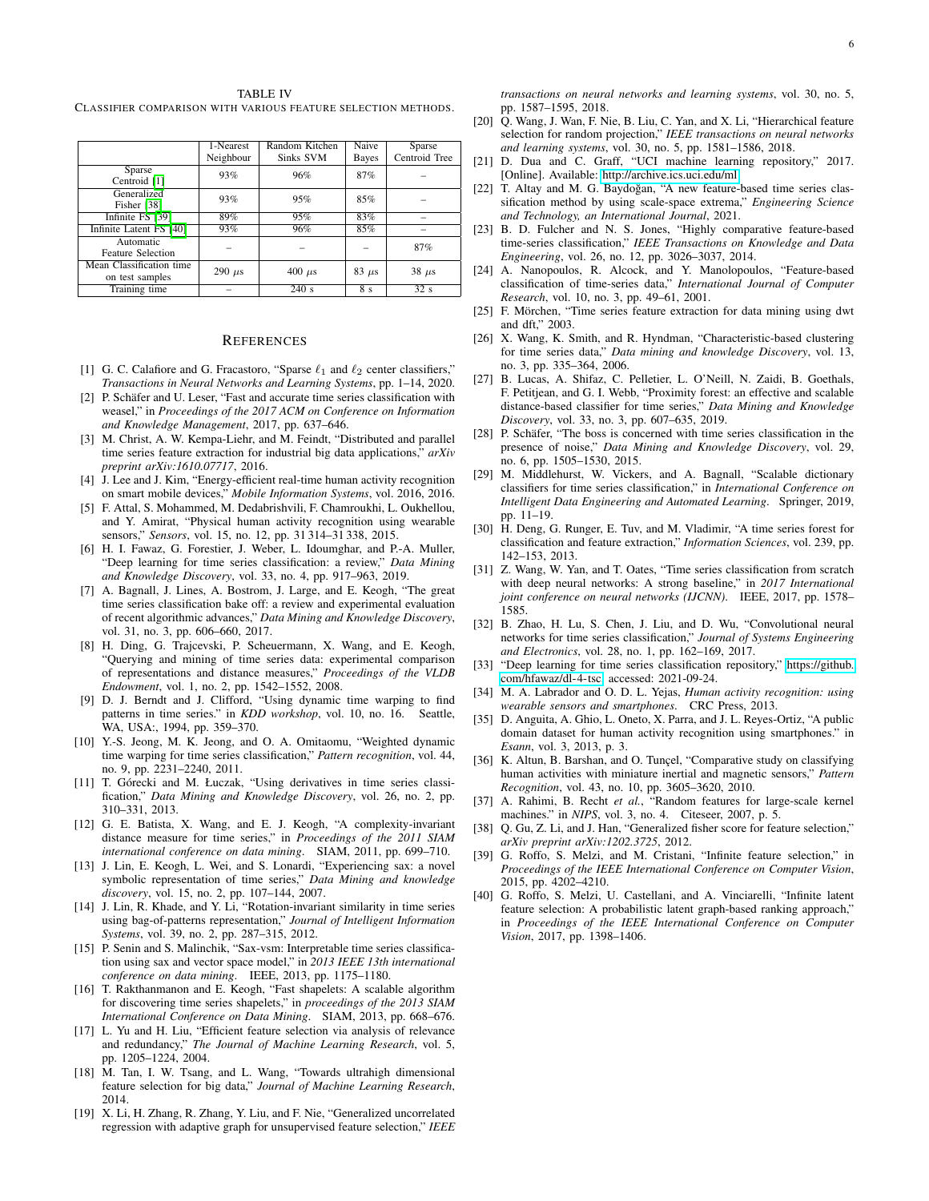TABLE IV
CLASSIFIER COMPARISON WITH VARIOUS FEATURE SELECTION METHODS.

| | 1-Nearest Neighbour | Random Kitchen Sinks SVM | Naive Bayes | Sparse Centroid Tree |
|---|---|---|---|---|
| Sparse Centroid [1] | 93% | 96% | 87% | – |
| Generalized Fisher [38] | 93% | 95% | 85% | – |
| Infinite FS [39] | 89% | 95% | 83% | – |
| Infinite Latent FS [40] | 93% | 96% | 85% | – |
| Automatic Feature Selection | – | – | – | 87% |
| Mean Classification time on test samples | 290 $\mu s$ | 400 $\mu s$ | 83 $\mu s$ | 38 $\mu s$ |
| Training time | – | 240 s | 8 s | 32 s |

## REFERENCES

[1] G. C. Calafiore and G. Fracastoro, "Sparse $\ell_1$ and $\ell_2$ center classifiers," *Transactions in Neural Networks and Learning Systems*, pp. 1–14, 2020.

[2] P. Schäfer and U. Leser, "Fast and accurate time series classification with weasel," in *Proceedings of the 2017 ACM on Conference on Information and Knowledge Management*, 2017, pp. 637–646.

[3] M. Christ, A. W. Kempa-Liehr, and M. Feindt, "Distributed and parallel time series feature extraction for industrial big data applications," *arXiv preprint arXiv:1610.07717*, 2016.

[4] J. Lee and J. Kim, "Energy-efficient real-time human activity recognition on smart mobile devices," *Mobile Information Systems*, vol. 2016, 2016.

[5] F. Attal, S. Mohammed, M. Dedabrishvili, F. Chamroukhi, L. Oukhellou, and Y. Amirat, "Physical human activity recognition using wearable sensors," *Sensors*, vol. 15, no. 12, pp. 31 314–31 338, 2015.

[6] H. I. Fawaz, G. Forestier, J. Weber, L. Idoumghar, and P.-A. Muller, "Deep learning for time series classification: a review," *Data Mining and Knowledge Discovery*, vol. 33, no. 4, pp. 917–963, 2019.

[7] A. Bagnall, J. Lines, A. Bostrom, J. Large, and E. Keogh, "The great time series classification bake off: a review and experimental evaluation of recent algorithmic advances," *Data Mining and Knowledge Discovery*, vol. 31, no. 3, pp. 606–660, 2017.

[8] H. Ding, G. Trajcevski, P. Scheuermann, X. Wang, and E. Keogh, "Querying and mining of time series data: experimental comparison of representations and distance measures," *Proceedings of the VLDB Endowment*, vol. 1, no. 2, pp. 1542–1552, 2008.

[9] D. J. Berndt and J. Clifford, "Using dynamic time warping to find patterns in time series." in *KDD workshop*, vol. 10, no. 16. Seattle, WA, USA:, 1994, pp. 359–370.

[10] Y.-S. Jeong, M. K. Jeong, and O. A. Omitaomu, "Weighted dynamic time warping for time series classification," *Pattern recognition*, vol. 44, no. 9, pp. 2231–2240, 2011.

[11] T. Górecki and M. Łuczak, "Using derivatives in time series classification," *Data Mining and Knowledge Discovery*, vol. 26, no. 2, pp. 310–331, 2013.

[12] G. E. Batista, X. Wang, and E. J. Keogh, "A complexity-invariant distance measure for time series," in *Proceedings of the 2011 SIAM international conference on data mining*. SIAM, 2011, pp. 699–710.

[13] J. Lin, E. Keogh, L. Wei, and S. Lonardi, "Experiencing sax: a novel symbolic representation of time series," *Data Mining and knowledge discovery*, vol. 15, no. 2, pp. 107–144, 2007.

[14] J. Lin, R. Khade, and Y. Li, "Rotation-invariant similarity in time series using bag-of-patterns representation," *Journal of Intelligent Information Systems*, vol. 39, no. 2, pp. 287–315, 2012.

[15] P. Senin and S. Malinchik, "Sax-vsm: Interpretable time series classification using sax and vector space model," in *2013 IEEE 13th international conference on data mining*. IEEE, 2013, pp. 1175–1180.

[16] T. Rakthanmanon and E. Keogh, "Fast shapelets: A scalable algorithm for discovering time series shapelets," in *proceedings of the 2013 SIAM International Conference on Data Mining*. SIAM, 2013, pp. 668–676.

[17] L. Yu and H. Liu, "Efficient feature selection via analysis of relevance and redundancy," *The Journal of Machine Learning Research*, vol. 5, pp. 1205–1224, 2004.

[18] M. Tan, I. W. Tsang, and L. Wang, "Towards ultrahigh dimensional feature selection for big data," *Journal of Machine Learning Research*, 2014.

[19] X. Li, H. Zhang, R. Zhang, Y. Liu, and F. Nie, "Generalized uncorrelated regression with adaptive graph for unsupervised feature selection," *IEEE transactions on neural networks and learning systems*, vol. 30, no. 5, pp. 1587–1595, 2018.

[20] Q. Wang, J. Wan, F. Nie, B. Liu, C. Yan, and X. Li, "Hierarchical feature selection for random projection," *IEEE transactions on neural networks and learning systems*, vol. 30, no. 5, pp. 1581–1586, 2018.

[21] D. Dua and C. Graff, "UCI machine learning repository," 2017. [Online]. Available: http://archive.ics.uci.edu/ml

[22] T. Altay and M. G. Baydoğan, "A new feature-based time series classification method by using scale-space extrema," *Engineering Science and Technology, an International Journal*, 2021.

[23] B. D. Fulcher and N. S. Jones, "Highly comparative feature-based time-series classification," *IEEE Transactions on Knowledge and Data Engineering*, vol. 26, no. 12, pp. 3026–3037, 2014.

[24] A. Nanopoulos, R. Alcock, and Y. Manolopoulos, "Feature-based classification of time-series data," *International Journal of Computer Research*, vol. 10, no. 3, pp. 49–61, 2001.

[25] F. Mörchen, "Time series feature extraction for data mining using dwt and dft," 2003.

[26] X. Wang, K. Smith, and R. Hyndman, "Characteristic-based clustering for time series data," *Data mining and knowledge Discovery*, vol. 13, no. 3, pp. 335–364, 2006.

[27] B. Lucas, A. Shifaz, C. Pelletier, L. O'Neill, N. Zaidi, B. Goethals, F. Petitjean, and G. I. Webb, "Proximity forest: an effective and scalable distance-based classifier for time series," *Data Mining and Knowledge Discovery*, vol. 33, no. 3, pp. 607–635, 2019.

[28] P. Schäfer, "The boss is concerned with time series classification in the presence of noise," *Data Mining and Knowledge Discovery*, vol. 29, no. 6, pp. 1505–1530, 2015.

[29] M. Middlehurst, W. Vickers, and A. Bagnall, "Scalable dictionary classifiers for time series classification," in *International Conference on Intelligent Data Engineering and Automated Learning*. Springer, 2019, pp. 11–19.

[30] H. Deng, G. Runger, E. Tuv, and M. Vladimir, "A time series forest for classification and feature extraction," *Information Sciences*, vol. 239, pp. 142–153, 2013.

[31] Z. Wang, W. Yan, and T. Oates, "Time series classification from scratch with deep neural networks: A strong baseline," in *2017 International joint conference on neural networks (IJCNN)*. IEEE, 2017, pp. 1578–1585.

[32] B. Zhao, H. Lu, S. Chen, J. Liu, and D. Wu, "Convolutional neural networks for time series classification," *Journal of Systems Engineering and Electronics*, vol. 28, no. 1, pp. 162–169, 2017.

[33] "Deep learning for time series classification repository," https://github.com/hfawaz/dl-4-tsc, accessed: 2021-09-24.

[34] M. A. Labrador and O. D. L. Yejas, *Human activity recognition: using wearable sensors and smartphones*. CRC Press, 2013.

[35] D. Anguita, A. Ghio, L. Oneto, X. Parra, and J. L. Reyes-Ortiz, "A public domain dataset for human activity recognition using smartphones." in *Esann*, vol. 3, 2013, p. 3.

[36] K. Altun, B. Barshan, and O. Tunçel, "Comparative study on classifying human activities with miniature inertial and magnetic sensors," *Pattern Recognition*, vol. 43, no. 10, pp. 3605–3620, 2010.

[37] A. Rahimi, B. Recht *et al.*, "Random features for large-scale kernel machines." in *NIPS*, vol. 3, no. 4. Citeseer, 2007, p. 5.

[38] Q. Gu, Z. Li, and J. Han, "Generalized fisher score for feature selection," *arXiv preprint arXiv:1202.3725*, 2012.

[39] G. Roffo, S. Melzi, and M. Cristani, "Infinite feature selection," in *Proceedings of the IEEE International Conference on Computer Vision*, 2015, pp. 4202–4210.

[40] G. Roffo, S. Melzi, U. Castellani, and A. Vinciarelli, "Infinite latent feature selection: A probabilistic latent graph-based ranking approach," in *Proceedings of the IEEE International Conference on Computer Vision*, 2017, pp. 1398–1406.